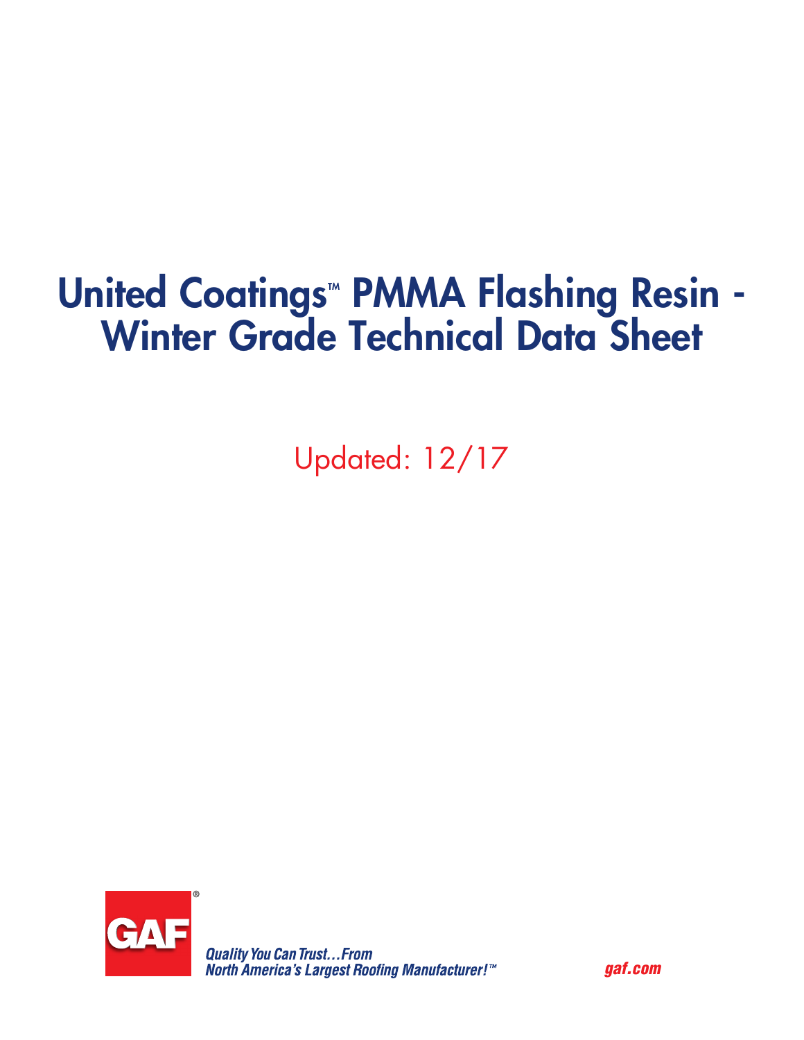# United Coatings™ PMMA Flashing Resin - Winter Grade Technical Data Sheet

Updated: 12/17

GAF®

*Quality You Can Trust…From North America's Largest Roofing Manufacturer!™*

gaf.com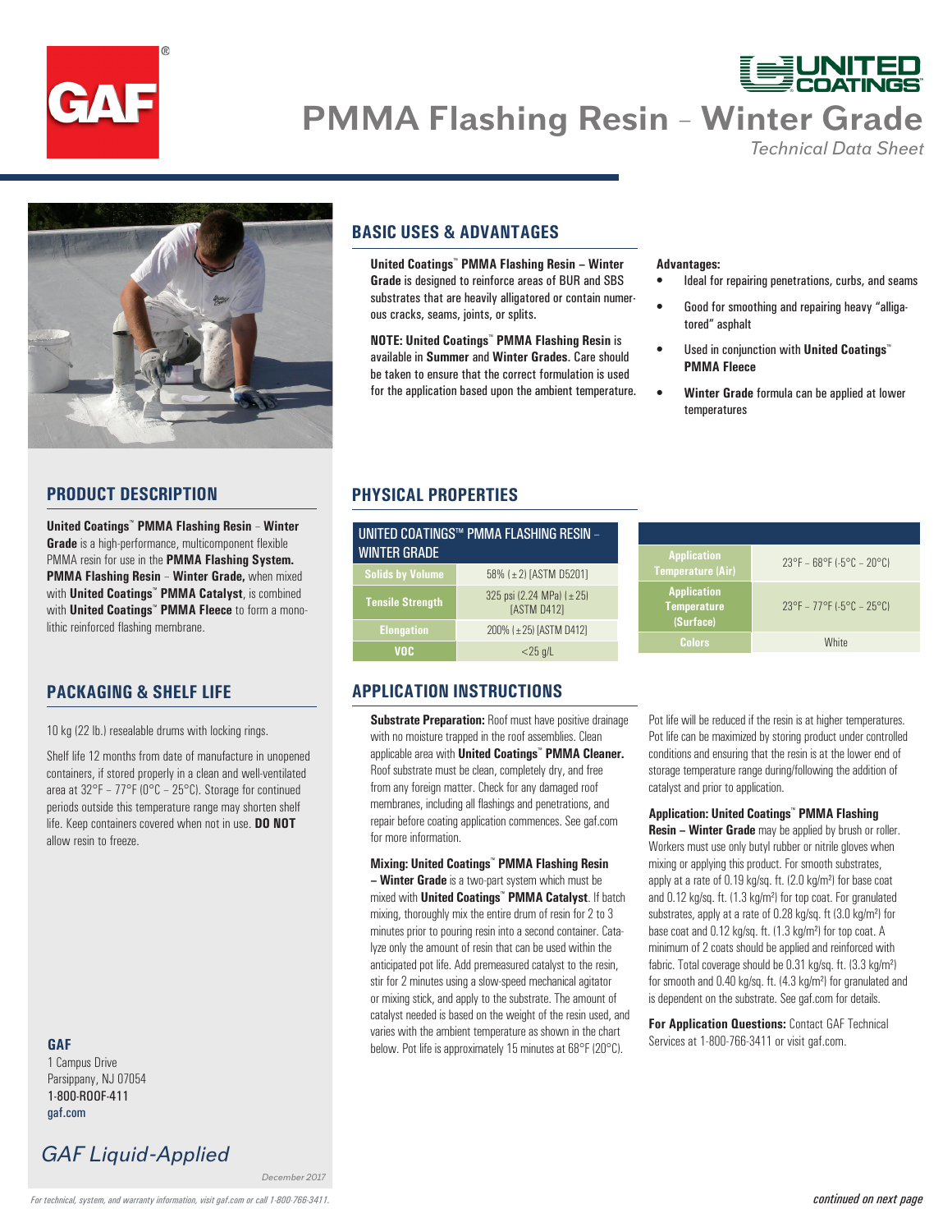# PMMA Flashing Resin – Winter Grade

*Technical Data Sheet*

## BASIC USES & ADVANTAGES

**United Coatings™ PMMA Flashing Resin – Winter Grade** is designed to reinforce areas of BUR and SBS substrates that are heavily alligatored or contain numerous cracks, seams, joints, or splits.

**NOTE: United Coatings™ PMMA Flashing Resin** is available in **Summer** and **Winter Grades**. Care should be taken to ensure that the correct formulation is used for the application based upon the ambient temperature.

**Advantages:**

- Ideal for repairing penetrations, curbs, and seams
- Good for smoothing and repairing heavy "alligatored" asphalt
- Used in conjunction with **United Coatings™ PMMA Fleece**
- **Winter Grade** formula can be applied at lower temperatures

## PRODUCT DESCRIPTION

**United Coatings™ PMMA Flashing Resin – Winter Grade** is a high-performance, multicomponent flexible PMMA resin for use in the **PMMA Flashing System. PMMA Flashing Resin – Winter Grade,** when mixed with **United Coatings™ PMMA Catalyst**, is combined with **United Coatings™ PMMA Fleece** to form a monolithic reinforced flashing membrane.

## PACKAGING & SHELF LIFE

10 kg (22 lb.) resealable drums with locking rings.

Shelf life 12 months from date of manufacture in unopened containers, if stored properly in a clean and well-ventilated area at 32°F – 77°F (0°C – 25°C). Storage for continued periods outside this temperature range may shorten shelf life. Keep containers covered when not in use. **DO NOT** allow resin to freeze.

## PHYSICAL PROPERTIES

| UNITED COATINGS™ PMMA FLASHING RESIN – WINTER GRADE | |
|---|---|
| Solids by Volume | 58% (±2) [ASTM D5201] |
| Tensile Strength | 325 psi (2.24 MPa) (±25) [ASTM D412] |
| Elongation | 200% (±25) [ASTM D412] |
| VOC | <25 g/L |

| | |
|---|---|
| Application Temperature (Air) | 23°F – 68°F (-5°C – 20°C) |
| Application Temperature (Surface) | 23°F – 77°F (-5°C – 25°C) |
| Colors | White |

## APPLICATION INSTRUCTIONS

**Substrate Preparation:** Roof must have positive drainage with no moisture trapped in the roof assemblies. Clean applicable area with **United Coatings™ PMMA Cleaner.** Roof substrate must be clean, completely dry, and free from any foreign matter. Check for any damaged roof membranes, including all flashings and penetrations, and repair before coating application commences. See gaf.com for more information.

**Mixing: United Coatings™ PMMA Flashing Resin – Winter Grade** is a two-part system which must be mixed with **United Coatings™ PMMA Catalyst**. If batch mixing, thoroughly mix the entire drum of resin for 2 to 3 minutes prior to pouring resin into a second container. Catalyze only the amount of resin that can be used within the anticipated pot life. Add premeasured catalyst to the resin, stir for 2 minutes using a slow-speed mechanical agitator or mixing stick, and apply to the substrate. The amount of catalyst needed is based on the weight of the resin used, and varies with the ambient temperature as shown in the chart below. Pot life is approximately 15 minutes at 68°F (20°C).

Pot life will be reduced if the resin is at higher temperatures. Pot life can be maximized by storing product under controlled conditions and ensuring that the resin is at the lower end of storage temperature range during/following the addition of catalyst and prior to application.

**Application: United Coatings™ PMMA Flashing Resin – Winter Grade** may be applied by brush or roller. Workers must use only butyl rubber or nitrile gloves when mixing or applying this product. For smooth substrates, apply at a rate of 0.19 kg/sq. ft. (2.0 kg/m²) for base coat and 0.12 kg/sq. ft. (1.3 kg/m²) for top coat. For granulated substrates, apply at a rate of 0.28 kg/sq. ft (3.0 kg/m²) for base coat and 0.12 kg/sq. ft. (1.3 kg/m²) for top coat. A minimum of 2 coats should be applied and reinforced with fabric. Total coverage should be 0.31 kg/sq. ft. (3.3 kg/m²) for smooth and 0.40 kg/sq. ft. (4.3 kg/m²) for granulated and is dependent on the substrate. See gaf.com for details.

**For Application Questions:** Contact GAF Technical Services at 1-800-766-3411 or visit gaf.com.

**GAF**
1 Campus Drive
Parsippany, NJ 07054
1-800-ROOF-411
gaf.com

*GAF Liquid-Applied*

*December 2017*

*For technical, system, and warranty information, visit gaf.com or call 1-800-766-3411.*

*continued on next page*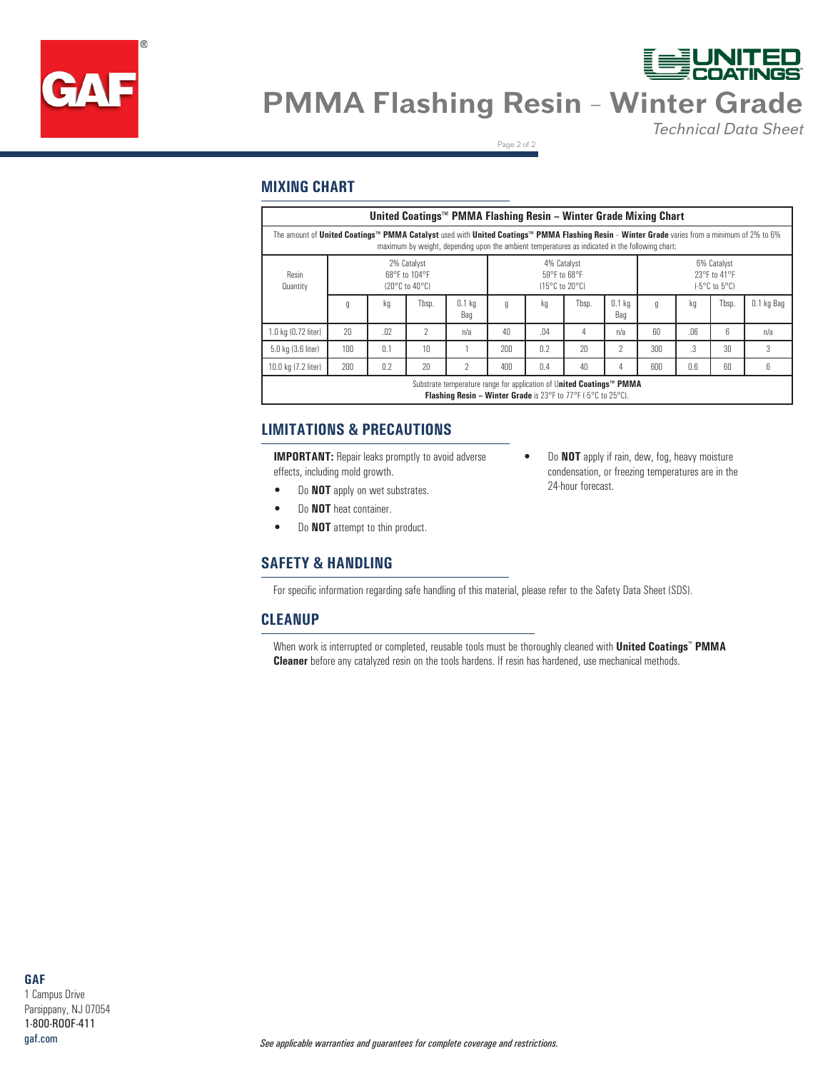## MIXING CHART

| United Coatings™ PMMA Flashing Resin – Winter Grade Mixing Chart | | | | | | | | | | | | |
|---|---|---|---|---|---|---|---|---|---|---|---|---|
| The amount of **United Coatings™ PMMA Catalyst** used with **United Coatings™ PMMA Flashing Resin – Winter Grade** varies from a minimum of 2% to 6% maximum by weight, depending upon the ambient temperatures as indicated in the following chart: | | | | | | | | | | | | |
| Resin Quantity | 2% Catalyst 68°F to 104°F (20°C to 40°C) | | | | 4% Catalyst 59°F to 68°F (15°C to 20°C) | | | | 6% Catalyst 23°F to 41°F (-5°C to 5°C) | | | |
| | g | kg | Tbsp. | 0.1 kg Bag | g | kg | Tbsp. | 0.1 kg Bag | g | kg | Tbsp. | 0.1 kg Bag |
| 1.0 kg (0.72 liter) | 20 | .02 | 2 | n/a | 40 | .04 | 4 | n/a | 60 | .06 | 6 | n/a |
| 5.0 kg (3.6 liter) | 100 | 0.1 | 10 | 1 | 200 | 0.2 | 20 | 2 | 300 | .3 | 30 | 3 |
| 10.0 kg (7.2 liter) | 200 | 0.2 | 20 | 2 | 400 | 0.4 | 40 | 4 | 600 | 0.6 | 60 | 6 |
| Substrate temperature range for application of **United Coatings™ PMMA Flashing Resin – Winter Grade** is 23°F to 77°F (-5°C to 25°C). | | | | | | | | | | | | |

## LIMITATIONS & PRECAUTIONS

**IMPORTANT:** Repair leaks promptly to avoid adverse effects, including mold growth.

- Do **NOT** apply on wet substrates.
- Do **NOT** heat container.
- Do **NOT** attempt to thin product.
- Do **NOT** apply if rain, dew, fog, heavy moisture condensation, or freezing temperatures are in the 24-hour forecast.

## SAFETY & HANDLING

For specific information regarding safe handling of this material, please refer to the Safety Data Sheet (SDS).

## CLEANUP

When work is interrupted or completed, reusable tools must be thoroughly cleaned with **United Coatings™ PMMA Cleaner** before any catalyzed resin on the tools hardens. If resin has hardened, use mechanical methods.

**GAF**
1 Campus Drive
Parsippany, NJ 07054
1-800-ROOF-411
gaf.com

*See applicable warranties and guarantees for complete coverage and restrictions.*